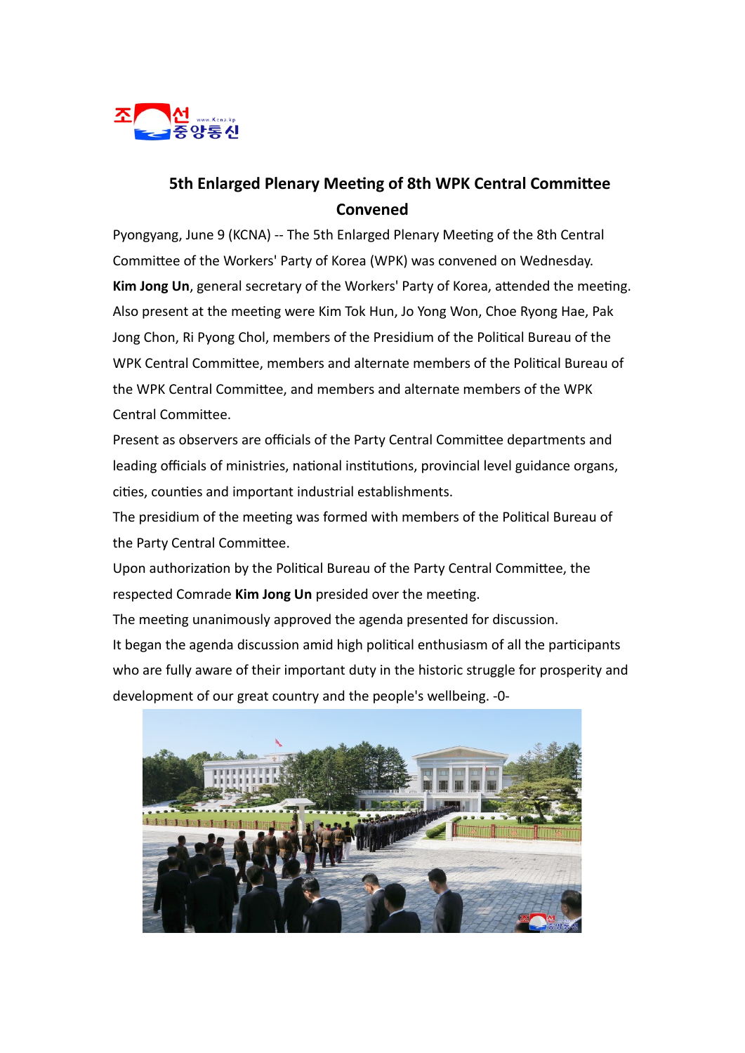# 5th Enlarged Plenary Meeting of 8th WPK Central Committee Convened

Pyongyang, June 9 (KCNA) -- The 5th Enlarged Plenary Meeting of the 8th Central Committee of the Workers' Party of Korea (WPK) was convened on Wednesday.

**Kim Jong Un**, general secretary of the Workers' Party of Korea, attended the meeting.

Also present at the meeting were Kim Tok Hun, Jo Yong Won, Choe Ryong Hae, Pak Jong Chon, Ri Pyong Chol, members of the Presidium of the Political Bureau of the WPK Central Committee, members and alternate members of the Political Bureau of the WPK Central Committee, and members and alternate members of the WPK Central Committee.

Present as observers are officials of the Party Central Committee departments and leading officials of ministries, national institutions, provincial level guidance organs, cities, counties and important industrial establishments.

The presidium of the meeting was formed with members of the Political Bureau of the Party Central Committee.

Upon authorization by the Political Bureau of the Party Central Committee, the respected Comrade **Kim Jong Un** presided over the meeting.

The meeting unanimously approved the agenda presented for discussion.

It began the agenda discussion amid high political enthusiasm of all the participants who are fully aware of their important duty in the historic struggle for prosperity and development of our great country and the people's wellbeing. -0-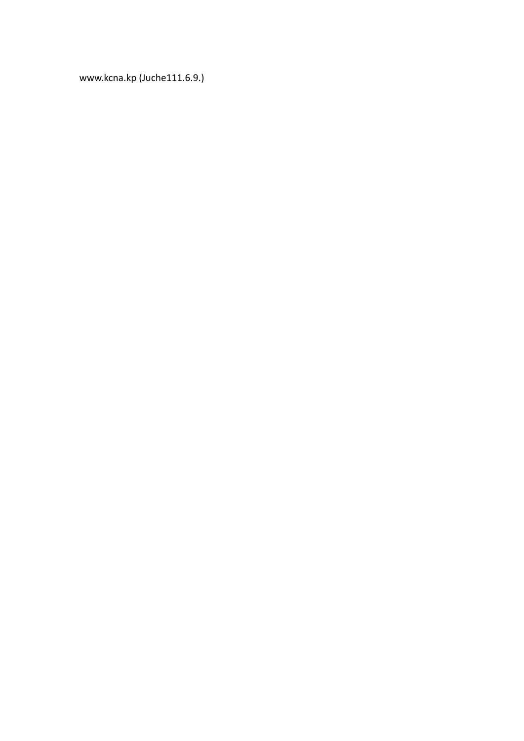www.kcna.kp (Juche111.6.9.)